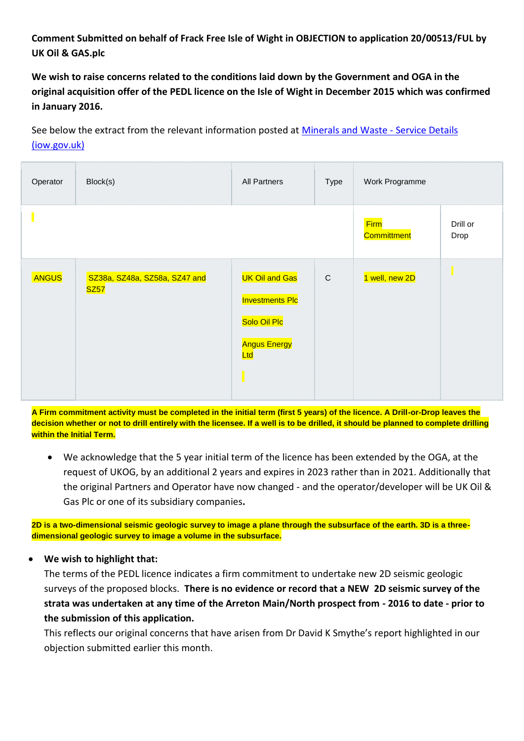**Comment Submitted on behalf of Frack Free Isle of Wight in OBJECTION to application 20/00513/FUL by UK Oil & GAS.plc**

**We wish to raise concerns related to the conditions laid down by the Government and OGA in the original acquisition offer of the PEDL licence on the Isle of Wight in December 2015 which was confirmed in January 2016.**

See below the extract from the relevant information posted at [Minerals and Waste - Service Details (iow.gov.uk)]

| Operator | Block(s) | All Partners | Type | Work Programme | |
|---|---|---|---|---|---|
| | | | | Firm Committment | Drill or Drop |
| ANGUS | SZ38a, SZ48a, SZ58a, SZ47 and SZ57 | UK Oil and Gas Investments Plc<br>Solo Oil Plc<br>Angus Energy Ltd | C | 1 well, new 2D | |

**A Firm commitment activity must be completed in the initial term (first 5 years) of the licence. A Drill-or-Drop leaves the decision whether or not to drill entirely with the licensee. If a well is to be drilled, it should be planned to complete drilling within the Initial Term.**

- We acknowledge that the 5 year initial term of the licence has been extended by the OGA, at the request of UKOG, by an additional 2 years and expires in 2023 rather than in 2021. Additionally that the original Partners and Operator have now changed - and the operator/developer will be UK Oil & Gas Plc or one of its subsidiary companies**.**

**2D is a two-dimensional seismic geologic survey to image a plane through the subsurface of the earth. 3D is a three-dimensional geologic survey to image a volume in the subsurface.**

- **We wish to highlight that:**
  The terms of the PEDL licence indicates a firm commitment to undertake new 2D seismic geologic surveys of the proposed blocks. **There is no evidence or record that a NEW 2D seismic survey of the strata was undertaken at any time of the Arreton Main/North prospect from - 2016 to date - prior to the submission of this application.**
  This reflects our original concerns that have arisen from Dr David K Smythe's report highlighted in our objection submitted earlier this month.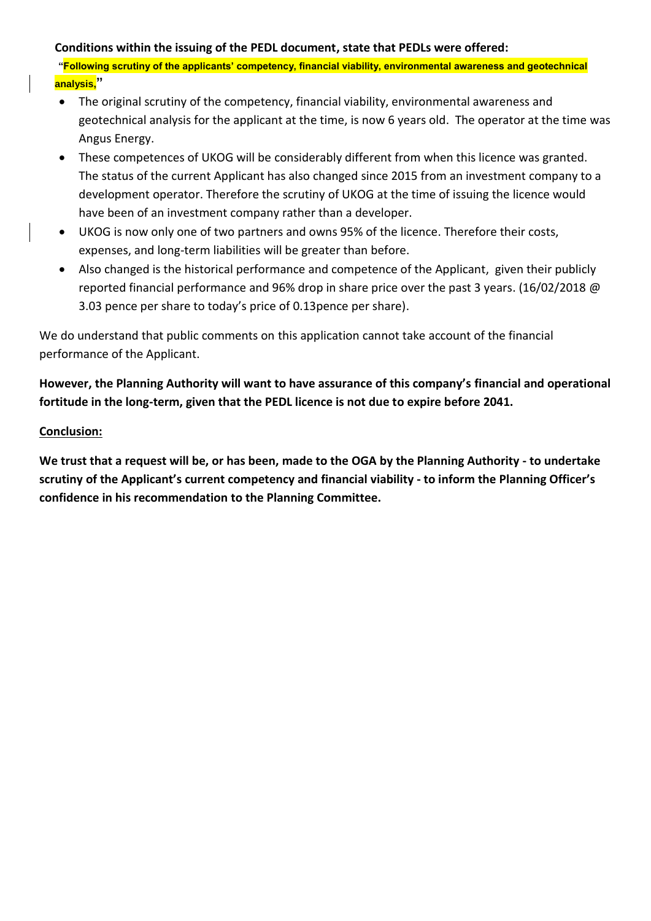**Conditions within the issuing of the PEDL document, state that PEDLs were offered:**

"**Following scrutiny of the applicants' competency, financial viability, environmental awareness and geotechnical analysis,**"

- The original scrutiny of the competency, financial viability, environmental awareness and geotechnical analysis for the applicant at the time, is now 6 years old. The operator at the time was Angus Energy.
- These competences of UKOG will be considerably different from when this licence was granted. The status of the current Applicant has also changed since 2015 from an investment company to a development operator. Therefore the scrutiny of UKOG at the time of issuing the licence would have been of an investment company rather than a developer.
- UKOG is now only one of two partners and owns 95% of the licence. Therefore their costs, expenses, and long-term liabilities will be greater than before.
- Also changed is the historical performance and competence of the Applicant, given their publicly reported financial performance and 96% drop in share price over the past 3 years. (16/02/2018 @ 3.03 pence per share to today's price of 0.13pence per share).

We do understand that public comments on this application cannot take account of the financial performance of the Applicant.

**However, the Planning Authority will want to have assurance of this company's financial and operational fortitude in the long-term, given that the PEDL licence is not due to expire before 2041.**

**Conclusion:**

**We trust that a request will be, or has been, made to the OGA by the Planning Authority - to undertake scrutiny of the Applicant's current competency and financial viability - to inform the Planning Officer's confidence in his recommendation to the Planning Committee.**